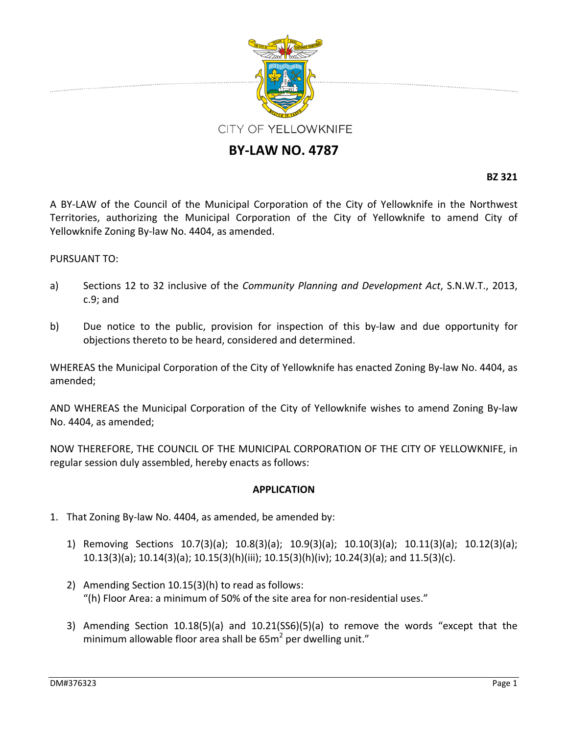CITY OF YELLOWKNIFE

# BY-LAW NO. 4787

**BZ 321**

A BY-LAW of the Council of the Municipal Corporation of the City of Yellowknife in the Northwest Territories, authorizing the Municipal Corporation of the City of Yellowknife to amend City of Yellowknife Zoning By-law No. 4404, as amended.

PURSUANT TO:

a) Sections 12 to 32 inclusive of the *Community Planning and Development Act*, S.N.W.T., 2013, c.9; and

b) Due notice to the public, provision for inspection of this by-law and due opportunity for objections thereto to be heard, considered and determined.

WHEREAS the Municipal Corporation of the City of Yellowknife has enacted Zoning By-law No. 4404, as amended;

AND WHEREAS the Municipal Corporation of the City of Yellowknife wishes to amend Zoning By-law No. 4404, as amended;

NOW THEREFORE, THE COUNCIL OF THE MUNICIPAL CORPORATION OF THE CITY OF YELLOWKNIFE, in regular session duly assembled, hereby enacts as follows:

**APPLICATION**

1. That Zoning By-law No. 4404, as amended, be amended by:

   1) Removing Sections 10.7(3)(a); 10.8(3)(a); 10.9(3)(a); 10.10(3)(a); 10.11(3)(a); 10.12(3)(a); 10.13(3)(a); 10.14(3)(a); 10.15(3)(h)(iii); 10.15(3)(h)(iv); 10.24(3)(a); and 11.5(3)(c).

   2) Amending Section 10.15(3)(h) to read as follows:
      "(h) Floor Area: a minimum of 50% of the site area for non-residential uses."

   3) Amending Section 10.18(5)(a) and 10.21(SS6)(5)(a) to remove the words "except that the minimum allowable floor area shall be 65m$^2$ per dwelling unit."

DM#376323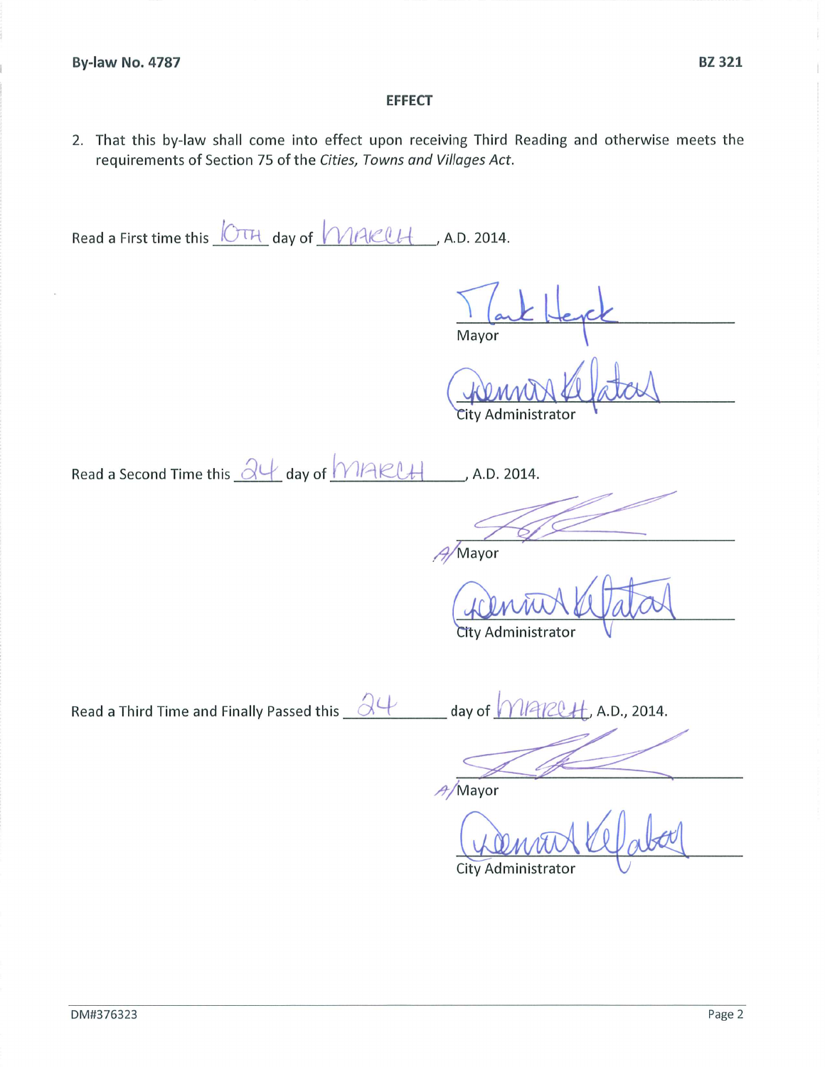**EFFECT**

2. That this by-law shall come into effect upon receiving Third Reading and otherwise meets the requirements of Section 75 of the *Cities, Towns and Villages Act*.

Read a First time this 10TH day of MARCH, A.D. 2014.

Mark Heyck
Mayor

Dennis Kefalas
City Administrator

Read a Second Time this 24 day of MARCH, A.D. 2014.

A/Mayor

Dennis Kefalas
City Administrator

Read a Third Time and Finally Passed this 24 day of MARCH, A.D., 2014.

A/Mayor

Dennis Kefalas
City Administrator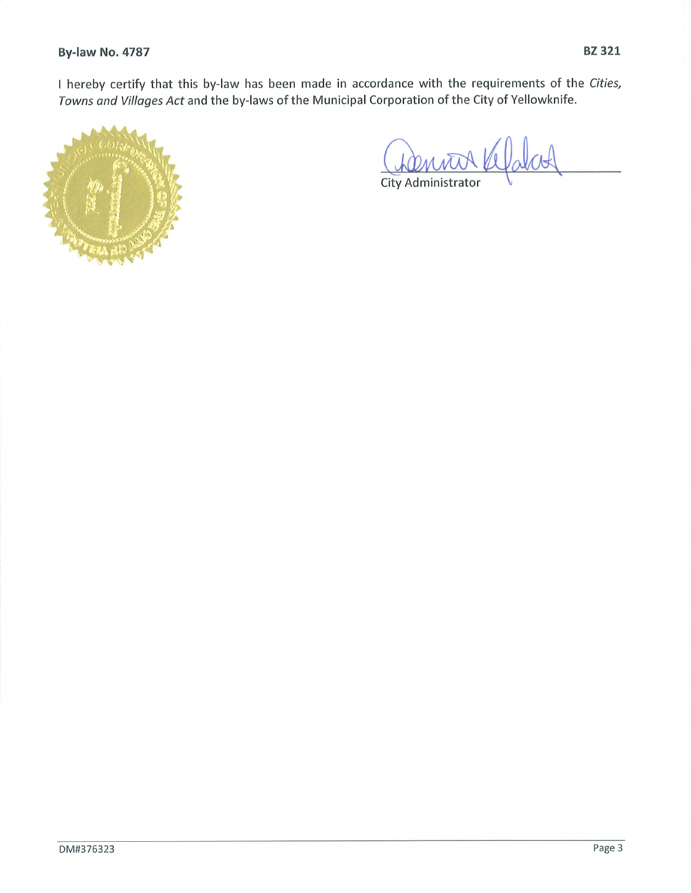I hereby certify that this by-law has been made in accordance with the requirements of the *Cities, Towns and Villages Act* and the by-laws of the Municipal Corporation of the City of Yellowknife.

City Administrator